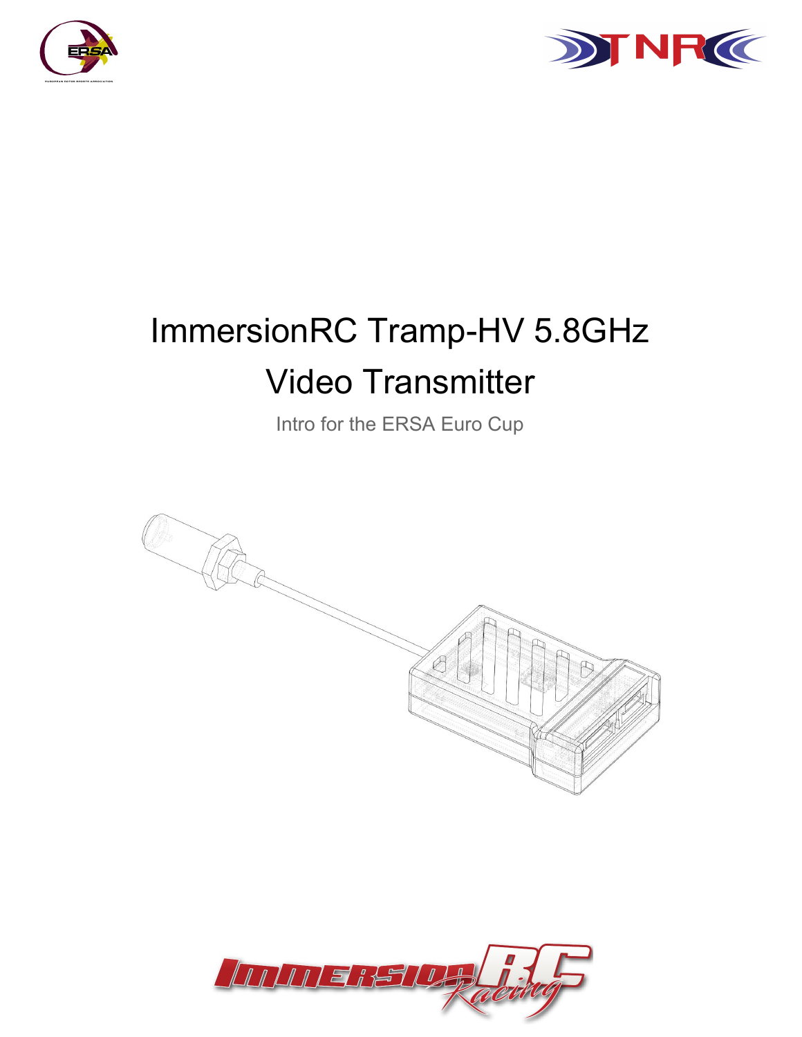# ImmersionRC Tramp-HV 5.8GHz Video Transmitter

Intro for the ERSA Euro Cup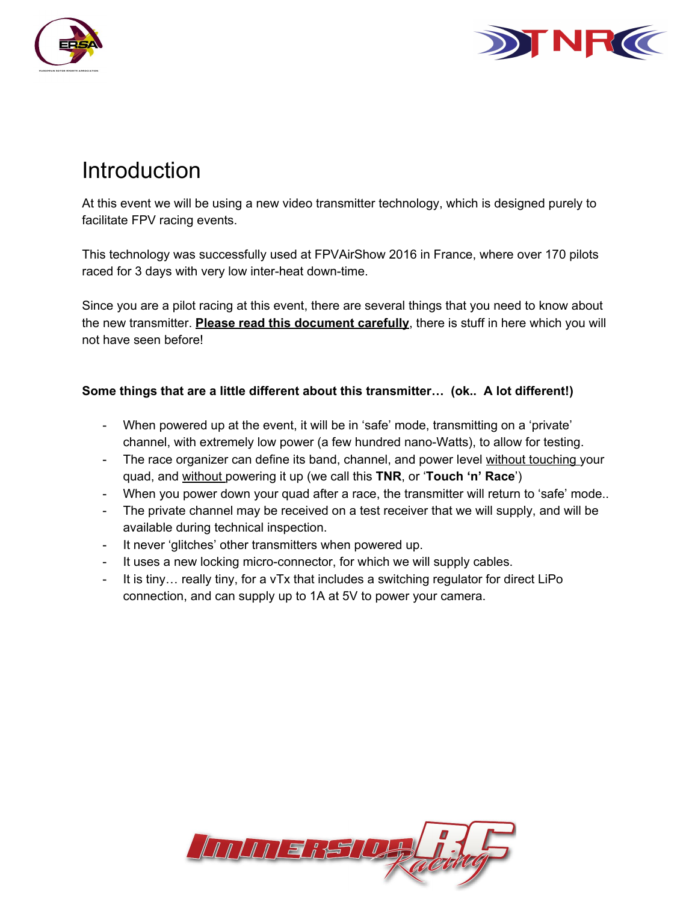# Introduction

At this event we will be using a new video transmitter technology, which is designed purely to facilitate FPV racing events.

This technology was successfully used at FPVAirShow 2016 in France, where over 170 pilots raced for 3 days with very low inter-heat down-time.

Since you are a pilot racing at this event, there are several things that you need to know about the new transmitter. **Please read this document carefully**, there is stuff in here which you will not have seen before!

**Some things that are a little different about this transmitter… (ok.. A lot different!)**

- When powered up at the event, it will be in 'safe' mode, transmitting on a 'private' channel, with extremely low power (a few hundred nano-Watts), to allow for testing.
- The race organizer can define its band, channel, and power level without touching your quad, and without powering it up (we call this **TNR**, or '**Touch 'n' Race**')
- When you power down your quad after a race, the transmitter will return to 'safe' mode..
- The private channel may be received on a test receiver that we will supply, and will be available during technical inspection.
- It never 'glitches' other transmitters when powered up.
- It uses a new locking micro-connector, for which we will supply cables.
- It is tiny… really tiny, for a vTx that includes a switching regulator for direct LiPo connection, and can supply up to 1A at 5V to power your camera.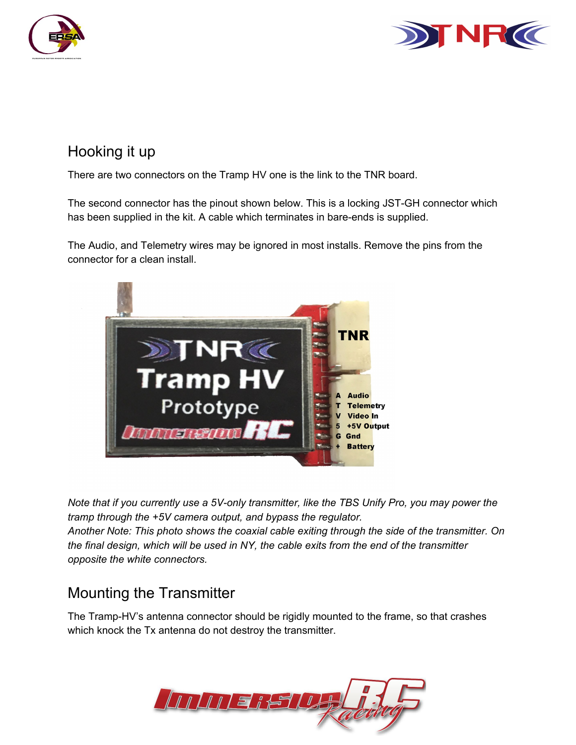## Hooking it up

There are two connectors on the Tramp HV one is the link to the TNR board.

The second connector has the pinout shown below. This is a locking JST-GH connector which has been supplied in the kit. A cable which terminates in bare-ends is supplied.

The Audio, and Telemetry wires may be ignored in most installs. Remove the pins from the connector for a clean install.

*Note that if you currently use a 5V-only transmitter, like the TBS Unify Pro, you may power the tramp through the +5V camera output, and bypass the regulator.*
*Another Note: This photo shows the coaxial cable exiting through the side of the transmitter. On the final design, which will be used in NY, the cable exits from the end of the transmitter opposite the white connectors.*

## Mounting the Transmitter

The Tramp-HV's antenna connector should be rigidly mounted to the frame, so that crashes which knock the Tx antenna do not destroy the transmitter.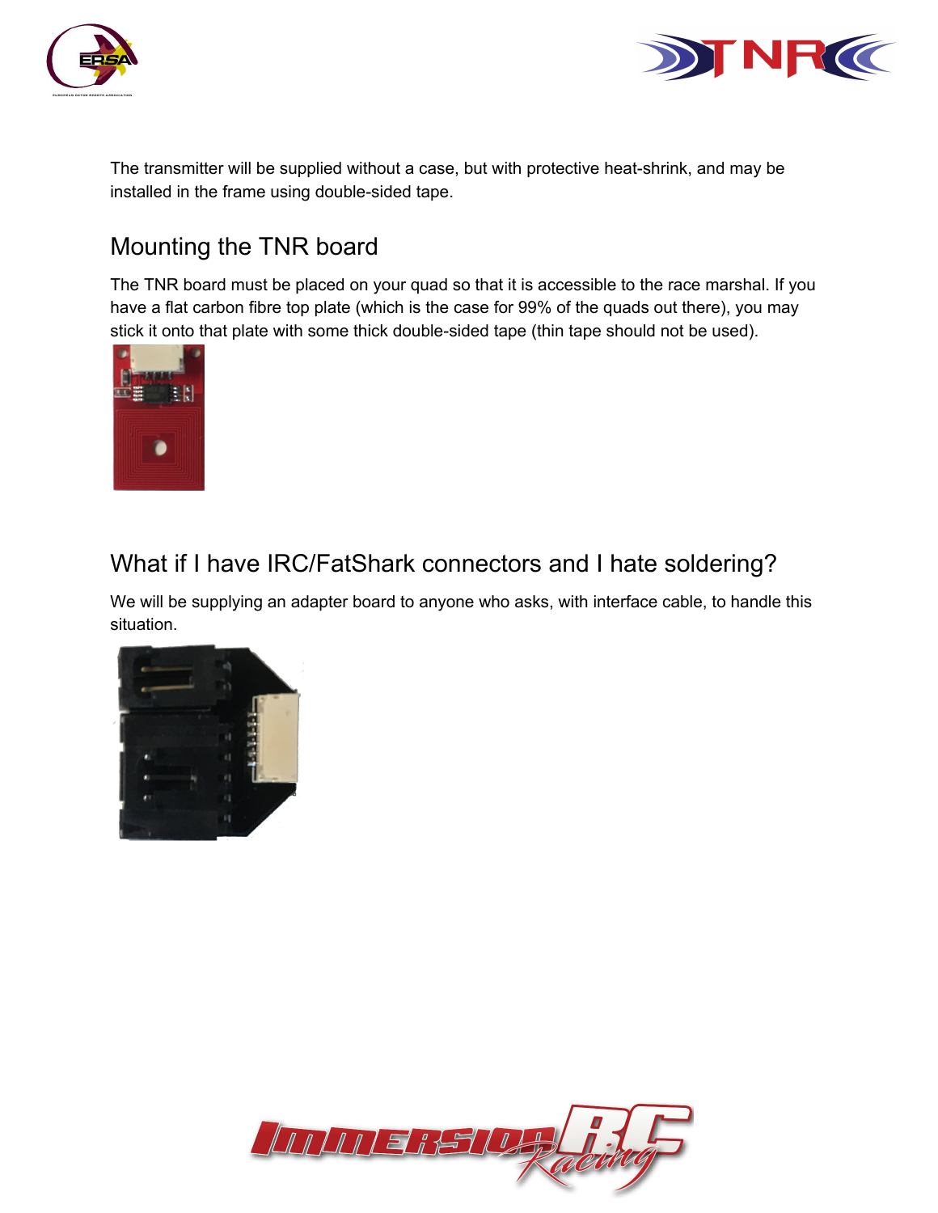The transmitter will be supplied without a case, but with protective heat-shrink, and may be installed in the frame using double-sided tape.

## Mounting the TNR board

The TNR board must be placed on your quad so that it is accessible to the race marshal. If you have a flat carbon fibre top plate (which is the case for 99% of the quads out there), you may stick it onto that plate with some thick double-sided tape (thin tape should not be used).

## What if I have IRC/FatShark connectors and I hate soldering?

We will be supplying an adapter board to anyone who asks, with interface cable, to handle this situation.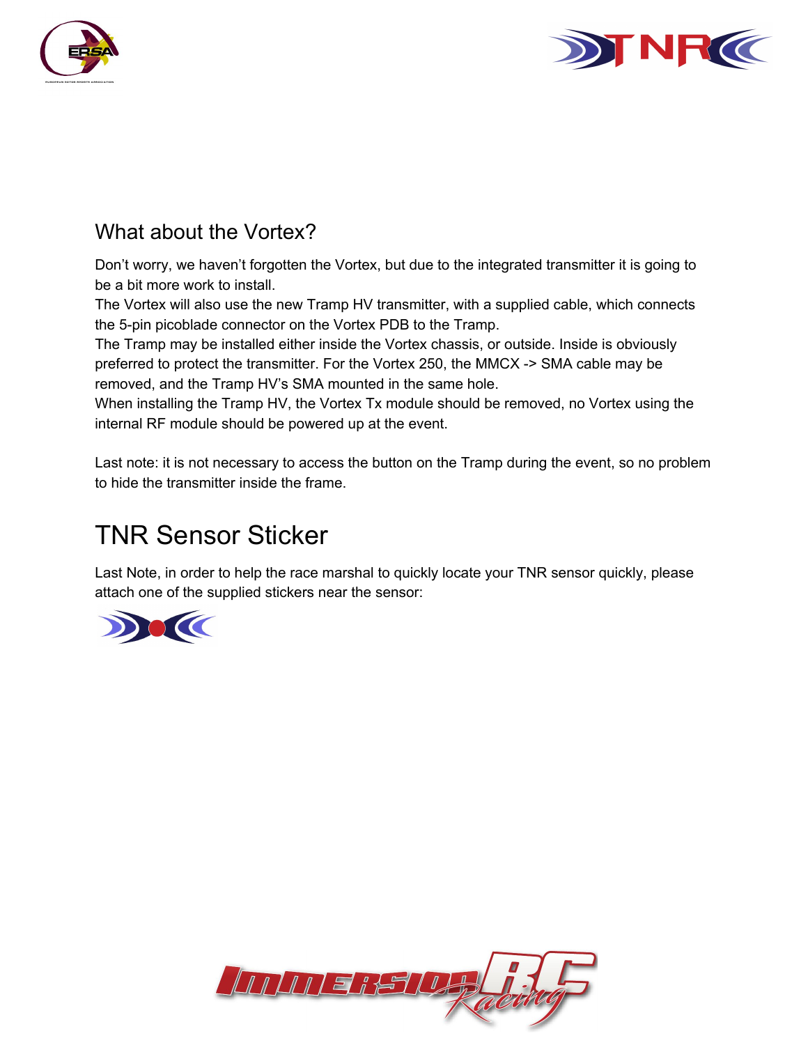## What about the Vortex?

Don't worry, we haven't forgotten the Vortex, but due to the integrated transmitter it is going to be a bit more work to install.
The Vortex will also use the new Tramp HV transmitter, with a supplied cable, which connects the 5-pin picoblade connector on the Vortex PDB to the Tramp.
The Tramp may be installed either inside the Vortex chassis, or outside. Inside is obviously preferred to protect the transmitter. For the Vortex 250, the MMCX -> SMA cable may be removed, and the Tramp HV's SMA mounted in the same hole.
When installing the Tramp HV, the Vortex Tx module should be removed, no Vortex using the internal RF module should be powered up at the event.

Last note: it is not necessary to access the button on the Tramp during the event, so no problem to hide the transmitter inside the frame.

# TNR Sensor Sticker

Last Note, in order to help the race marshal to quickly locate your TNR sensor quickly, please attach one of the supplied stickers near the sensor: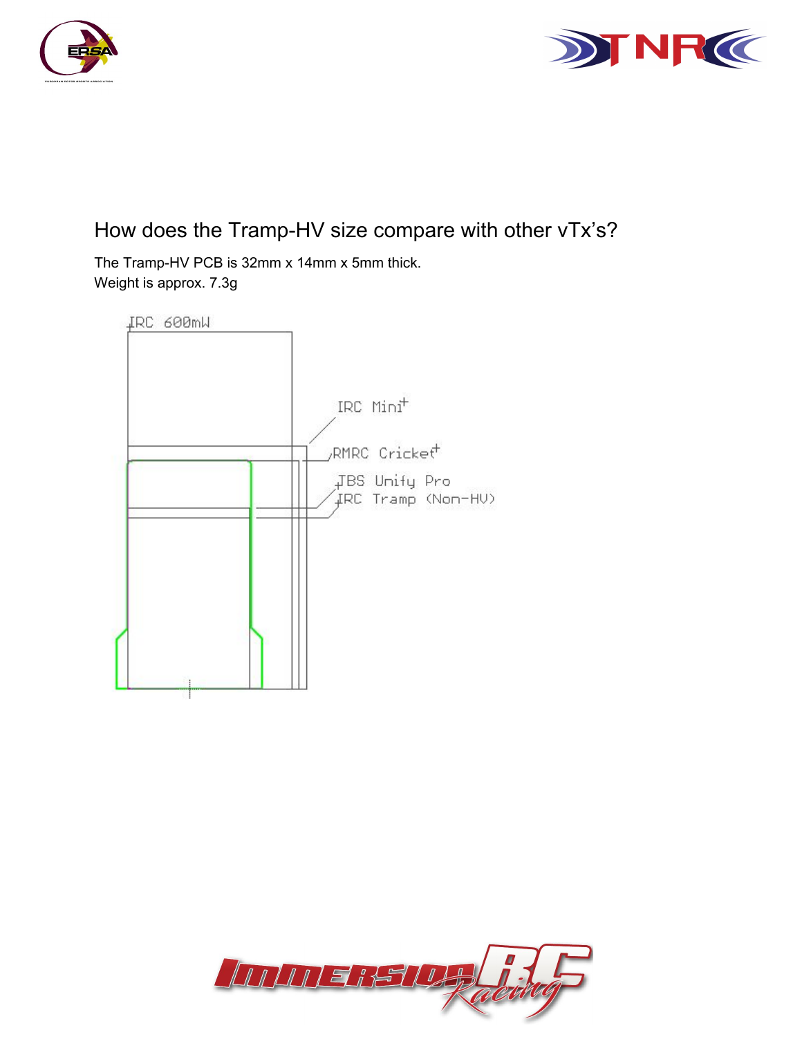## How does the Tramp-HV size compare with other vTx's?

The Tramp-HV PCB is 32mm x 14mm x 5mm thick.
Weight is approx. 7.3g

IRC 600mW

IRC Mini+

RMRC Cricket+

TBS Unify Pro

IRC Tramp (Non-HV)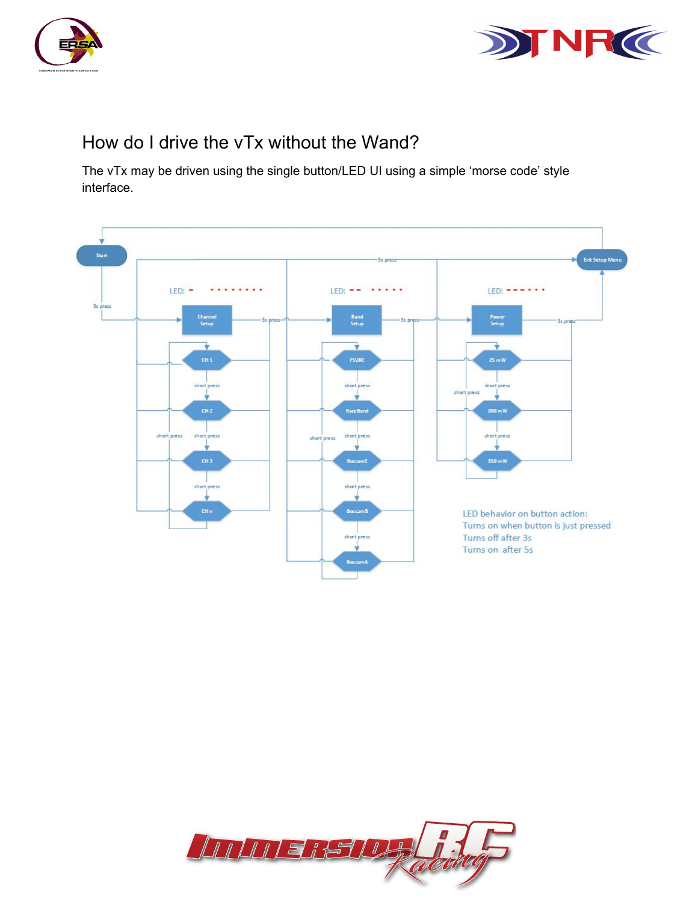## How do I drive the vTx without the Wand?

The vTx may be driven using the single button/LED UI using a simple 'morse code' style interface.

Start

3s press

5s press

Exit Setup Menu

LED: – • • • • • • • •

Channel Setup

3s press

CH 1

short press

CH 2

short press

short press

CH 3

short press

CH n

LED: – – • • • • •

Band Setup

3s press

FS/IRC

short press

Race Band

short press

short press

BoscamE

short press

BoscamB

short press

BoscamA

LED: – – – • • •

Power Setup

3s press

25 mW

short press

short press

200 mW

short press

350 mW

LED behavior on button action:
Turns on when button is just pressed
Turns off after 3s
Turns on after 5s